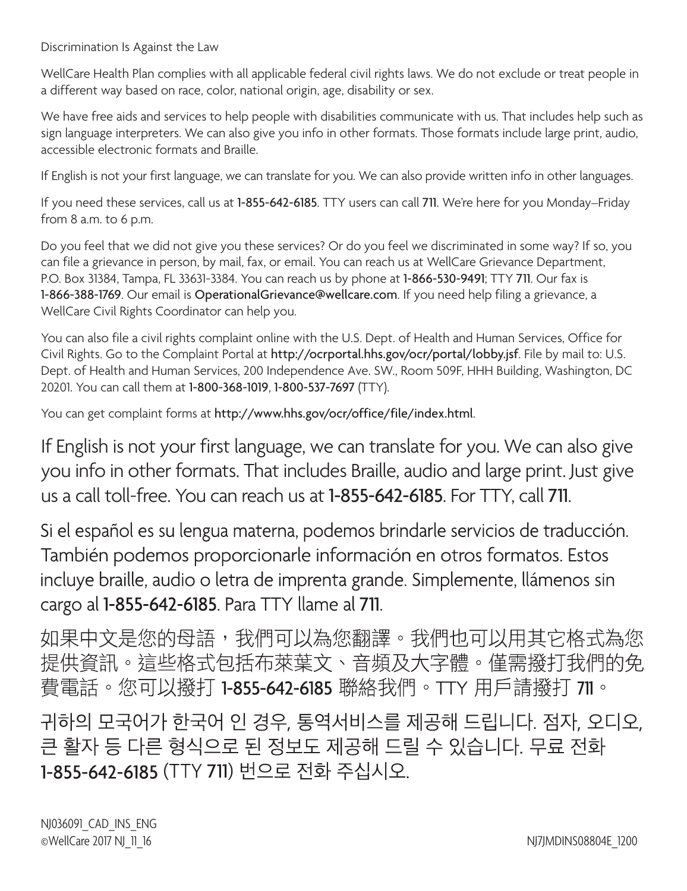Discrimination Is Against the Law

WellCare Health Plan complies with all applicable federal civil rights laws. We do not exclude or treat people in a different way based on race, color, national origin, age, disability or sex.

We have free aids and services to help people with disabilities communicate with us. That includes help such as sign language interpreters. We can also give you info in other formats. Those formats include large print, audio, accessible electronic formats and Braille.

If English is not your first language, we can translate for you. We can also provide written info in other languages.

If you need these services, call us at **1-855-642-6185**. TTY users can call **711**. We're here for you Monday–Friday from 8 a.m. to 6 p.m.

Do you feel that we did not give you these services? Or do you feel we discriminated in some way? If so, you can file a grievance in person, by mail, fax, or email. You can reach us at WellCare Grievance Department, P.O. Box 31384, Tampa, FL 33631-3384. You can reach us by phone at **1-866-530-9491**; TTY **711**. Our fax is **1-866-388-1769**. Our email is **OperationalGrievance@wellcare.com**. If you need help filing a grievance, a WellCare Civil Rights Coordinator can help you.

You can also file a civil rights complaint online with the U.S. Dept. of Health and Human Services, Office for Civil Rights. Go to the Complaint Portal at **http://ocrportal.hhs.gov/ocr/portal/lobby.jsf**. File by mail to: U.S. Dept. of Health and Human Services, 200 Independence Ave. SW., Room 509F, HHH Building, Washington, DC 20201. You can call them at **1-800-368-1019**, **1-800-537-7697** (TTY).

You can get complaint forms at **http://www.hhs.gov/ocr/office/file/index.html**.

If English is not your first language, we can translate for you. We can also give you info in other formats. That includes Braille, audio and large print. Just give us a call toll-free. You can reach us at **1-855-642-6185**. For TTY, call **711**.

Si el español es su lengua materna, podemos brindarle servicios de traducción. También podemos proporcionarle información en otros formatos. Estos incluye braille, audio o letra de imprenta grande. Simplemente, llámenos sin cargo al **1-855-642-6185**. Para TTY llame al **711**.

如果中文是您的母語，我們可以為您翻譯。我們也可以用其它格式為您提供資訊。這些格式包括布萊葉文、音頻及大字體。僅需撥打我們的免費電話。您可以撥打 **1-855-642-6185** 聯絡我們。TTY 用戶請撥打 **711**。

귀하의 모국어가 한국어 인 경우, 통역서비스를 제공해 드립니다. 점자, 오디오, 큰 활자 등 다른 형식으로 된 정보도 제공해 드릴 수 있습니다. 무료 전화 **1-855-642-6185** (TTY **711**) 번으로 전화 주십시오.

NJ036091_CAD_INS_ENG
©WellCare 2017 NJ_11_16 NJ7JMDINS08804E_1200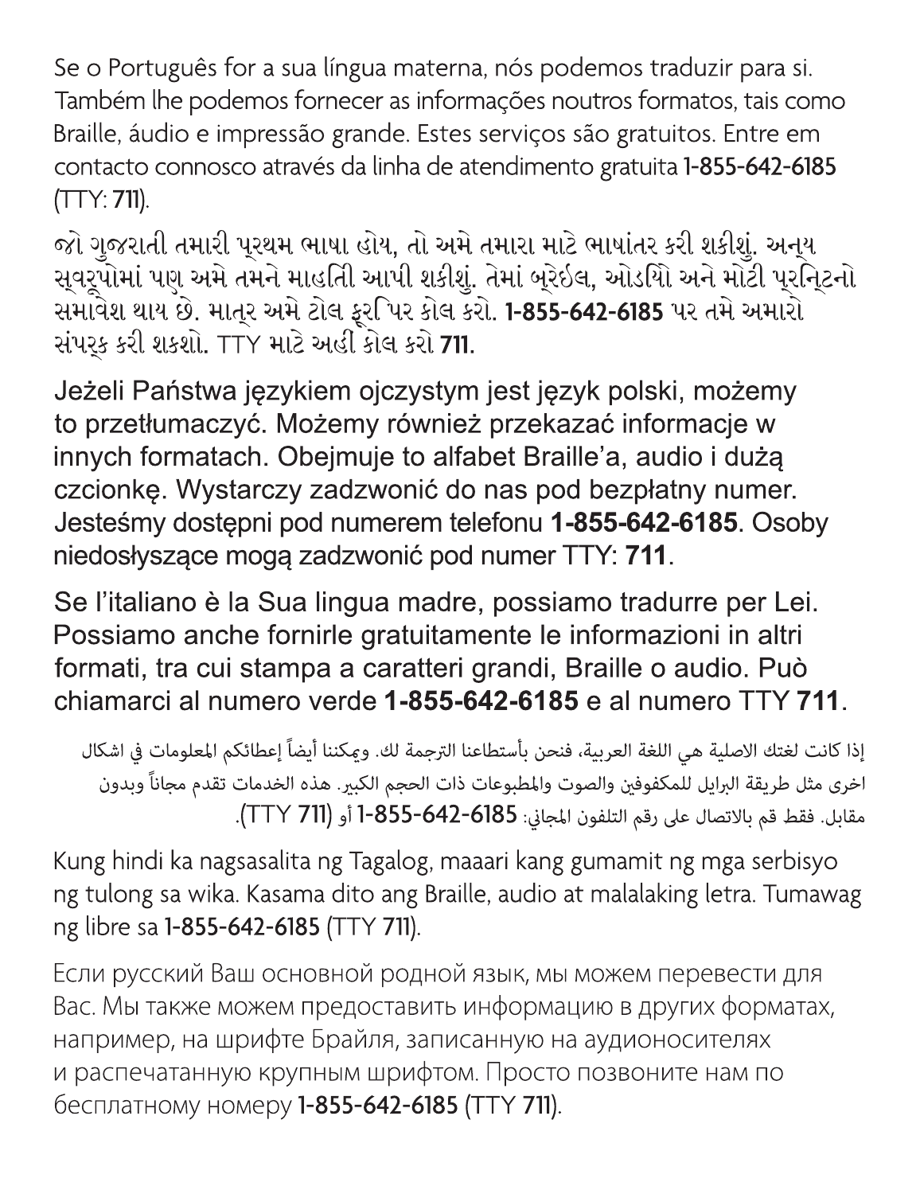Se o Português for a sua língua materna, nós podemos traduzir para si. Também lhe podemos fornecer as informações noutros formatos, tais como Braille, áudio e impressão grande. Estes serviços são gratuitos. Entre em contacto connosco através da linha de atendimento gratuita **1-855-642-6185** (TTY: **711**).

જો ગુજરાતી તમારી પ્રથમ ભાષા હોય, તો અમે તમારા માટે ભાષાંતર કરી શકીશું. અન્ય સ્વરૂપોમાં પણ અમે તમને માહિતી આપી શકીશું. તેમાં બ્રેઇલ, ઓડિયો અને મોટી પ્રિન્ટનો સમાવેશ થાય છે. માત્ર અમે ટોલ ફ્રી પર કોલ કરો. **1-855-642-6185** પર તમે અમારો સંપર્ક કરી શકશો. TTY માટે અહીં કોલ કરો **711.**

Jeżeli Państwa językiem ojczystym jest język polski, możemy to przetłumaczyć. Możemy również przekazać informacje w innych formatach. Obejmuje to alfabet Braille'a, audio i dużą czcionkę. Wystarczy zadzwonić do nas pod bezpłatny numer. Jesteśmy dostępni pod numerem telefonu **1-855-642-6185**. Osoby niedosłyszące mogą zadzwonić pod numer TTY: **711**.

Se l'italiano è la Sua lingua madre, possiamo tradurre per Lei. Possiamo anche fornirle gratuitamente le informazioni in altri formati, tra cui stampa a caratteri grandi, Braille o audio. Può chiamarci al numero verde **1-855-642-6185** e al numero TTY **711**.

إذا كانت لغتك الاصلية هي اللغة العربية، فنحن بأستطاعنا الترجمة لك. ويمكننا أيضاً إعطائكم المعلومات في اشكال اخرى مثل طريقة البرايل للمكفوفين والصوت والمطبوعات ذات الحجم الكبير. هذه الخدمات تقدم مجاناً وبدون مقابل. فقط قم بالاتصال على رقم التلفون المجاني: **1-855-642-6185** أو (TTY **711**).

Kung hindi ka nagsasalita ng Tagalog, maaari kang gumamit ng mga serbisyo ng tulong sa wika. Kasama dito ang Braille, audio at malalaking letra. Tumawag ng libre sa **1-855-642-6185** (TTY **711**).

Если русский Ваш основной родной язык, мы можем перевести для Вас. Мы также можем предоставить информацию в других форматах, например, на шрифте Брайля, записанную на аудионосителях и распечатанную крупным шрифтом. Просто позвоните нам по бесплатному номеру **1-855-642-6185** (TTY **711**).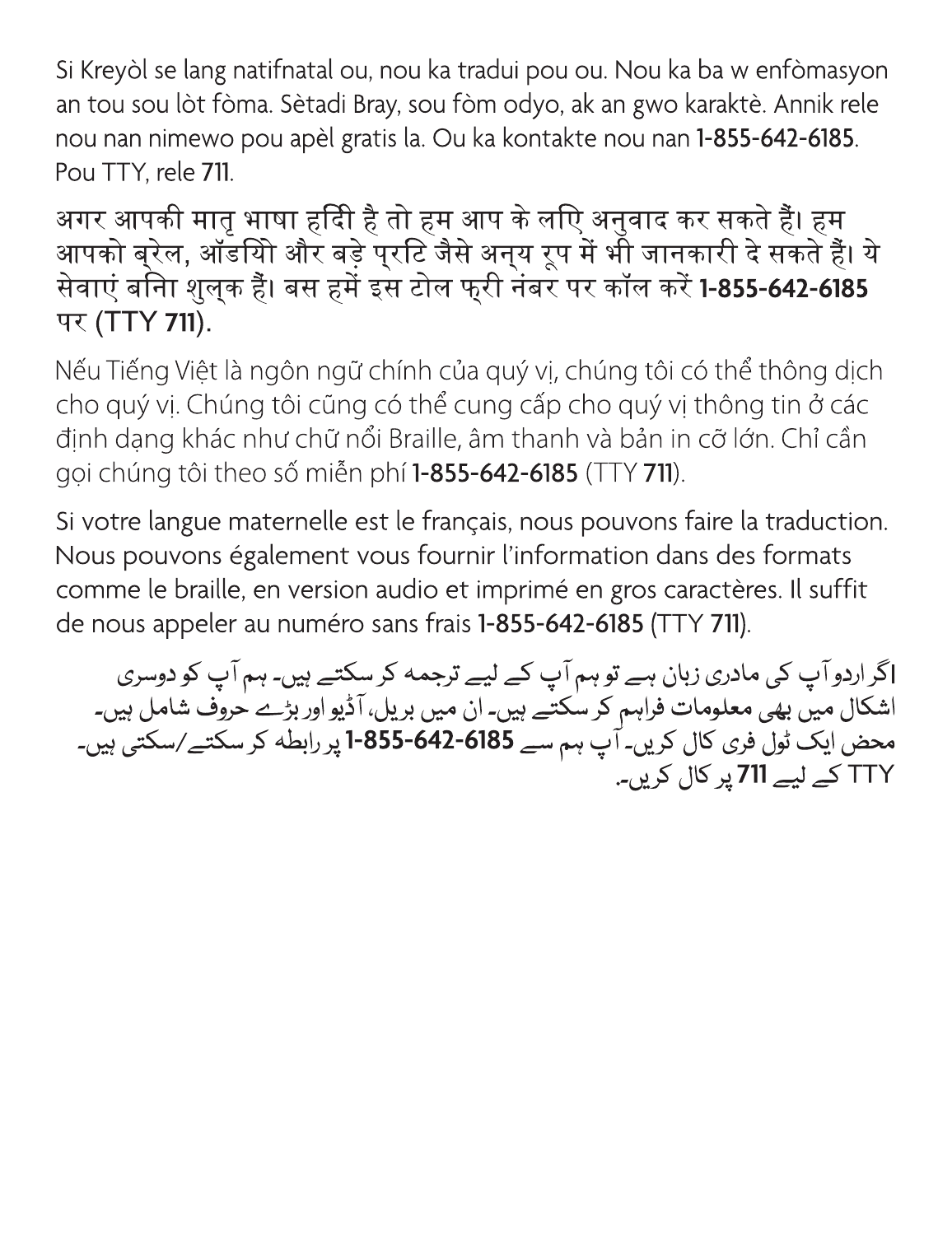Si Kreyòl se lang natifnatal ou, nou ka tradui pou ou. Nou ka ba w enfòmasyon an tou sou lòt fòma. Sètadi Bray, sou fòm odyo, ak an gwo karaktè. Annik rele nou nan nimewo pou apèl gratis la. Ou ka kontakte nou nan **1-855-642-6185**. Pou TTY, rele **711**.

अगर आपकी मातृ भाषा हिंदी है तो हम आप के लिए अनुवाद कर सकते हैं। हम आपको ब्रेल, ऑडियो और बड़े प्रिंट जैसे अन्य रूप में भी जानकारी दे सकते हैं। ये सेवाएं बिना शुल्क हैं। बस हमें इस टोल फ्री नंबर पर कॉल करें **1-855-642-6185** पर (**TTY 711**).

Nếu Tiếng Việt là ngôn ngữ chính của quý vị, chúng tôi có thể thông dịch cho quý vị. Chúng tôi cũng có thể cung cấp cho quý vị thông tin ở các định dạng khác như chữ nổi Braille, âm thanh và bản in cỡ lớn. Chỉ cần gọi chúng tôi theo số miễn phí **1-855-642-6185** (TTY **711**).

Si votre langue maternelle est le français, nous pouvons faire la traduction. Nous pouvons également vous fournir l'information dans des formats comme le braille, en version audio et imprimé en gros caractères. Il suffit de nous appeler au numéro sans frais **1-855-642-6185** (TTY **711**).

اگر اردو آپ کی مادری زبان ہے تو ہم آپ کے لیے ترجمہ کر سکتے ہیں۔ ہم آپ کو دوسری اشکال میں بھی معلومات فراہم کر سکتے ہیں۔ ان میں بریل، آڈیو اور بڑے حروف شامل ہیں۔ محض ایک ٹول فری کال کریں۔ آپ ہم سے **1-855-642-6185** پر رابطہ کر سکتے/سکتی ہیں۔ TTY کے لیے **711** پر کال کریں۔